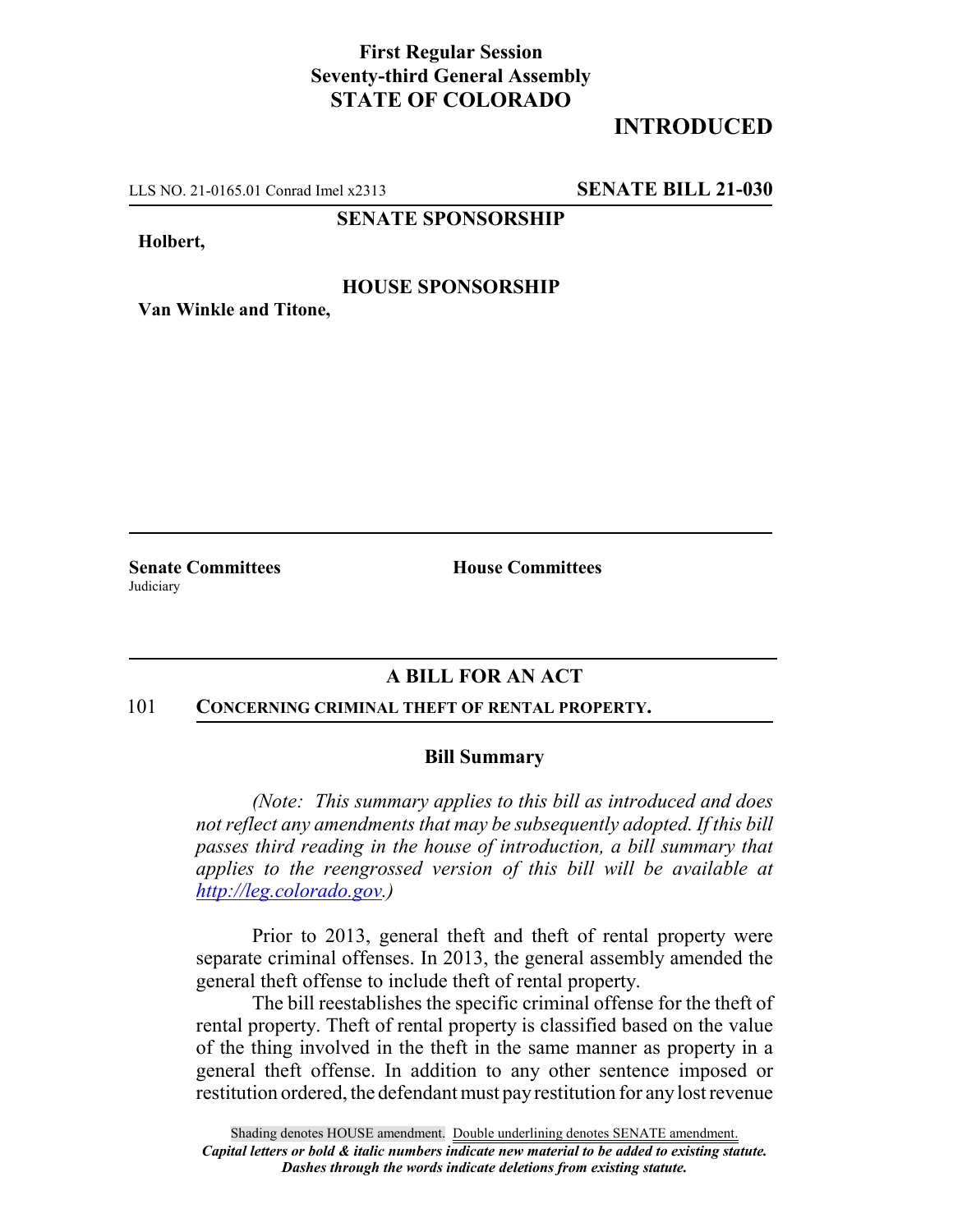**First Regular Session**
**Seventy-third General Assembly**
**STATE OF COLORADO**

# INTRODUCED

LLS NO. 21-0165.01 Conrad Imel x2313 **SENATE BILL 21-030**

**SENATE SPONSORSHIP**

**Holbert,**

**HOUSE SPONSORSHIP**

**Van Winkle and Titone,**

**Senate Committees**
Judiciary

**House Committees**

## A BILL FOR AN ACT

101 **CONCERNING CRIMINAL THEFT OF RENTAL PROPERTY.**

### Bill Summary

*(Note: This summary applies to this bill as introduced and does not reflect any amendments that may be subsequently adopted. If this bill passes third reading in the house of introduction, a bill summary that applies to the reengrossed version of this bill will be available at http://leg.colorado.gov.)*

Prior to 2013, general theft and theft of rental property were separate criminal offenses. In 2013, the general assembly amended the general theft offense to include theft of rental property.

The bill reestablishes the specific criminal offense for the theft of rental property. Theft of rental property is classified based on the value of the thing involved in the theft in the same manner as property in a general theft offense. In addition to any other sentence imposed or restitution ordered, the defendant must pay restitution for any lost revenue

Shading denotes HOUSE amendment. Double underlining denotes SENATE amendment.
*Capital letters or bold & italic numbers indicate new material to be added to existing statute.*
*Dashes through the words indicate deletions from existing statute.*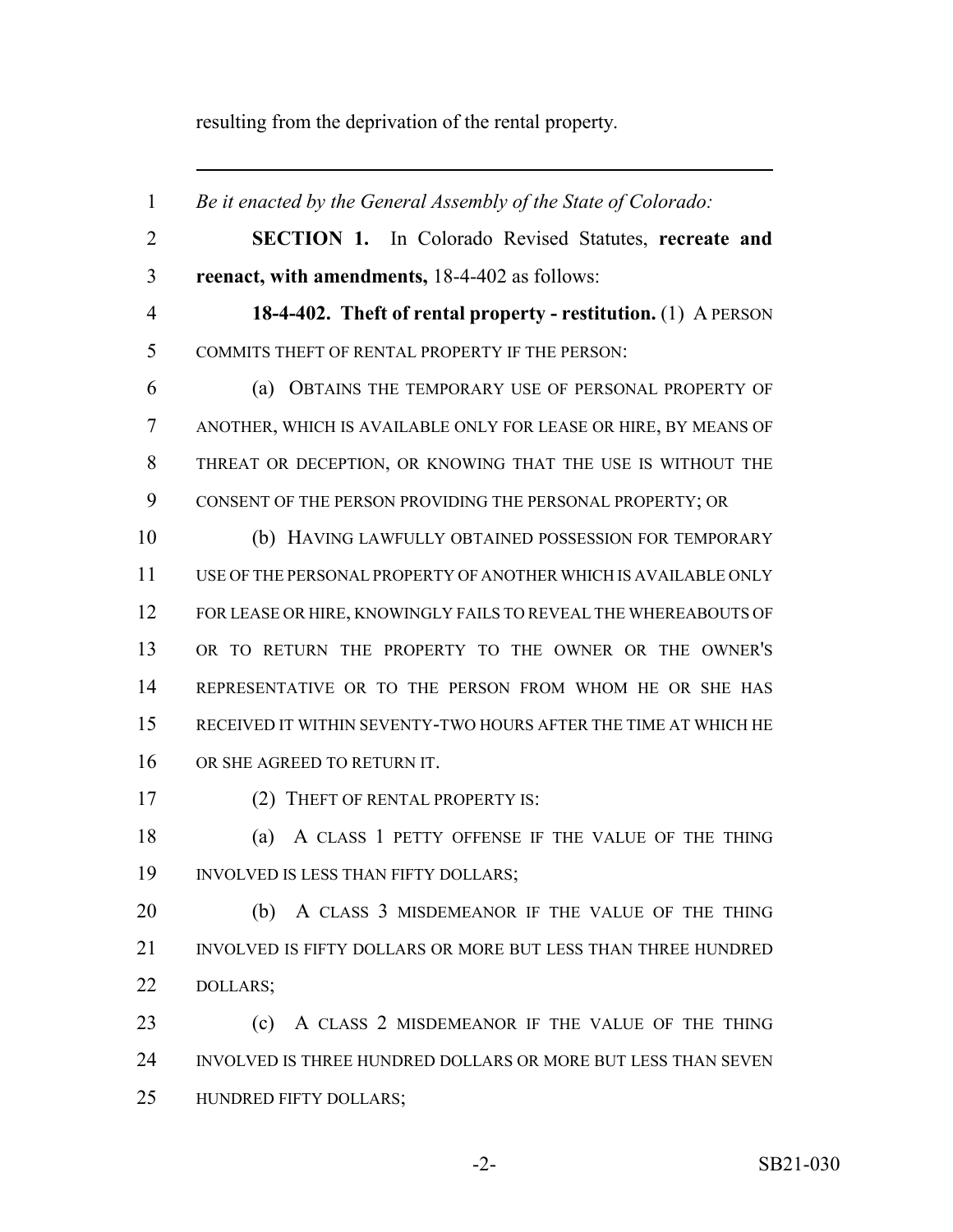resulting from the deprivation of the rental property.

---

*Be it enacted by the General Assembly of the State of Colorado:*

**SECTION 1.** In Colorado Revised Statutes, **recreate and reenact, with amendments,** 18-4-402 as follows:

**18-4-402. Theft of rental property - restitution.** (1) A PERSON COMMITS THEFT OF RENTAL PROPERTY IF THE PERSON:

(a) OBTAINS THE TEMPORARY USE OF PERSONAL PROPERTY OF ANOTHER, WHICH IS AVAILABLE ONLY FOR LEASE OR HIRE, BY MEANS OF THREAT OR DECEPTION, OR KNOWING THAT THE USE IS WITHOUT THE CONSENT OF THE PERSON PROVIDING THE PERSONAL PROPERTY; OR

(b) HAVING LAWFULLY OBTAINED POSSESSION FOR TEMPORARY USE OF THE PERSONAL PROPERTY OF ANOTHER WHICH IS AVAILABLE ONLY FOR LEASE OR HIRE, KNOWINGLY FAILS TO REVEAL THE WHEREABOUTS OF OR TO RETURN THE PROPERTY TO THE OWNER OR THE OWNER'S REPRESENTATIVE OR TO THE PERSON FROM WHOM HE OR SHE HAS RECEIVED IT WITHIN SEVENTY-TWO HOURS AFTER THE TIME AT WHICH HE OR SHE AGREED TO RETURN IT.

(2) THEFT OF RENTAL PROPERTY IS:

(a) A CLASS 1 PETTY OFFENSE IF THE VALUE OF THE THING INVOLVED IS LESS THAN FIFTY DOLLARS;

(b) A CLASS 3 MISDEMEANOR IF THE VALUE OF THE THING INVOLVED IS FIFTY DOLLARS OR MORE BUT LESS THAN THREE HUNDRED DOLLARS;

(c) A CLASS 2 MISDEMEANOR IF THE VALUE OF THE THING INVOLVED IS THREE HUNDRED DOLLARS OR MORE BUT LESS THAN SEVEN HUNDRED FIFTY DOLLARS;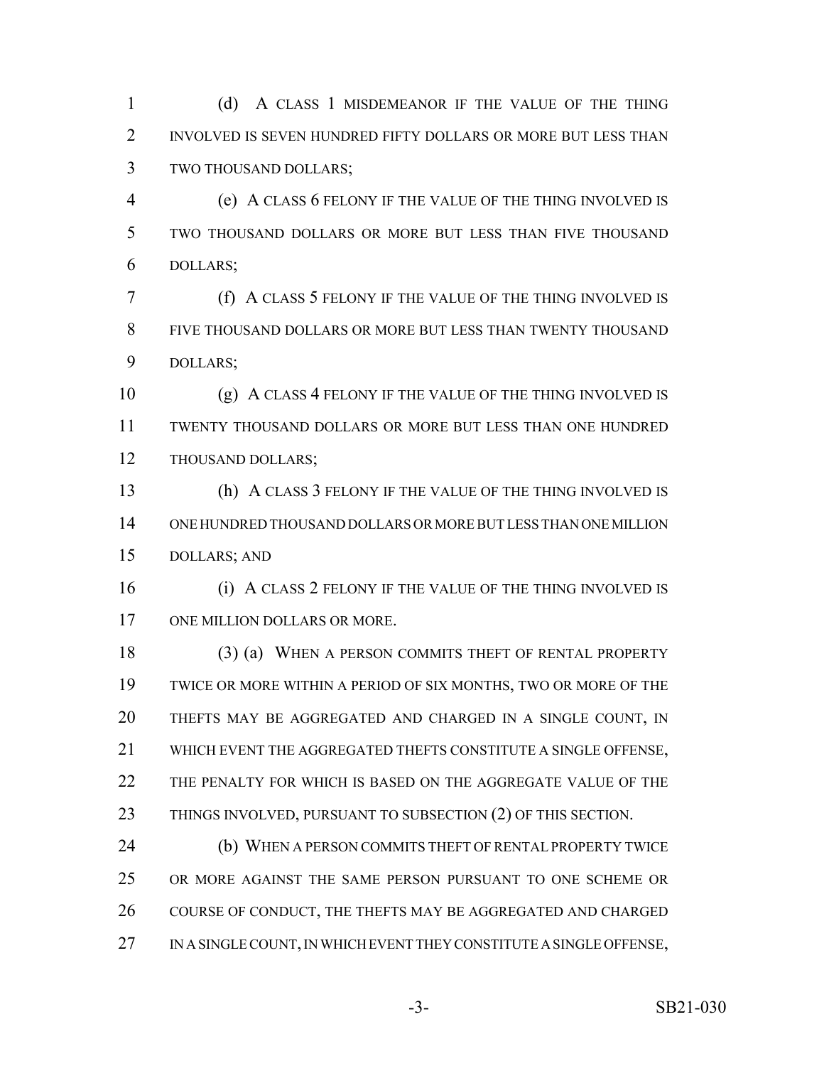(d) A CLASS 1 MISDEMEANOR IF THE VALUE OF THE THING INVOLVED IS SEVEN HUNDRED FIFTY DOLLARS OR MORE BUT LESS THAN TWO THOUSAND DOLLARS;

(e) A CLASS 6 FELONY IF THE VALUE OF THE THING INVOLVED IS TWO THOUSAND DOLLARS OR MORE BUT LESS THAN FIVE THOUSAND DOLLARS;

(f) A CLASS 5 FELONY IF THE VALUE OF THE THING INVOLVED IS FIVE THOUSAND DOLLARS OR MORE BUT LESS THAN TWENTY THOUSAND DOLLARS;

(g) A CLASS 4 FELONY IF THE VALUE OF THE THING INVOLVED IS TWENTY THOUSAND DOLLARS OR MORE BUT LESS THAN ONE HUNDRED THOUSAND DOLLARS;

(h) A CLASS 3 FELONY IF THE VALUE OF THE THING INVOLVED IS ONE HUNDRED THOUSAND DOLLARS OR MORE BUT LESS THAN ONE MILLION DOLLARS; AND

(i) A CLASS 2 FELONY IF THE VALUE OF THE THING INVOLVED IS ONE MILLION DOLLARS OR MORE.

(3) (a) WHEN A PERSON COMMITS THEFT OF RENTAL PROPERTY TWICE OR MORE WITHIN A PERIOD OF SIX MONTHS, TWO OR MORE OF THE THEFTS MAY BE AGGREGATED AND CHARGED IN A SINGLE COUNT, IN WHICH EVENT THE AGGREGATED THEFTS CONSTITUTE A SINGLE OFFENSE, THE PENALTY FOR WHICH IS BASED ON THE AGGREGATE VALUE OF THE THINGS INVOLVED, PURSUANT TO SUBSECTION (2) OF THIS SECTION.

(b) WHEN A PERSON COMMITS THEFT OF RENTAL PROPERTY TWICE OR MORE AGAINST THE SAME PERSON PURSUANT TO ONE SCHEME OR COURSE OF CONDUCT, THE THEFTS MAY BE AGGREGATED AND CHARGED IN A SINGLE COUNT, IN WHICH EVENT THEY CONSTITUTE A SINGLE OFFENSE,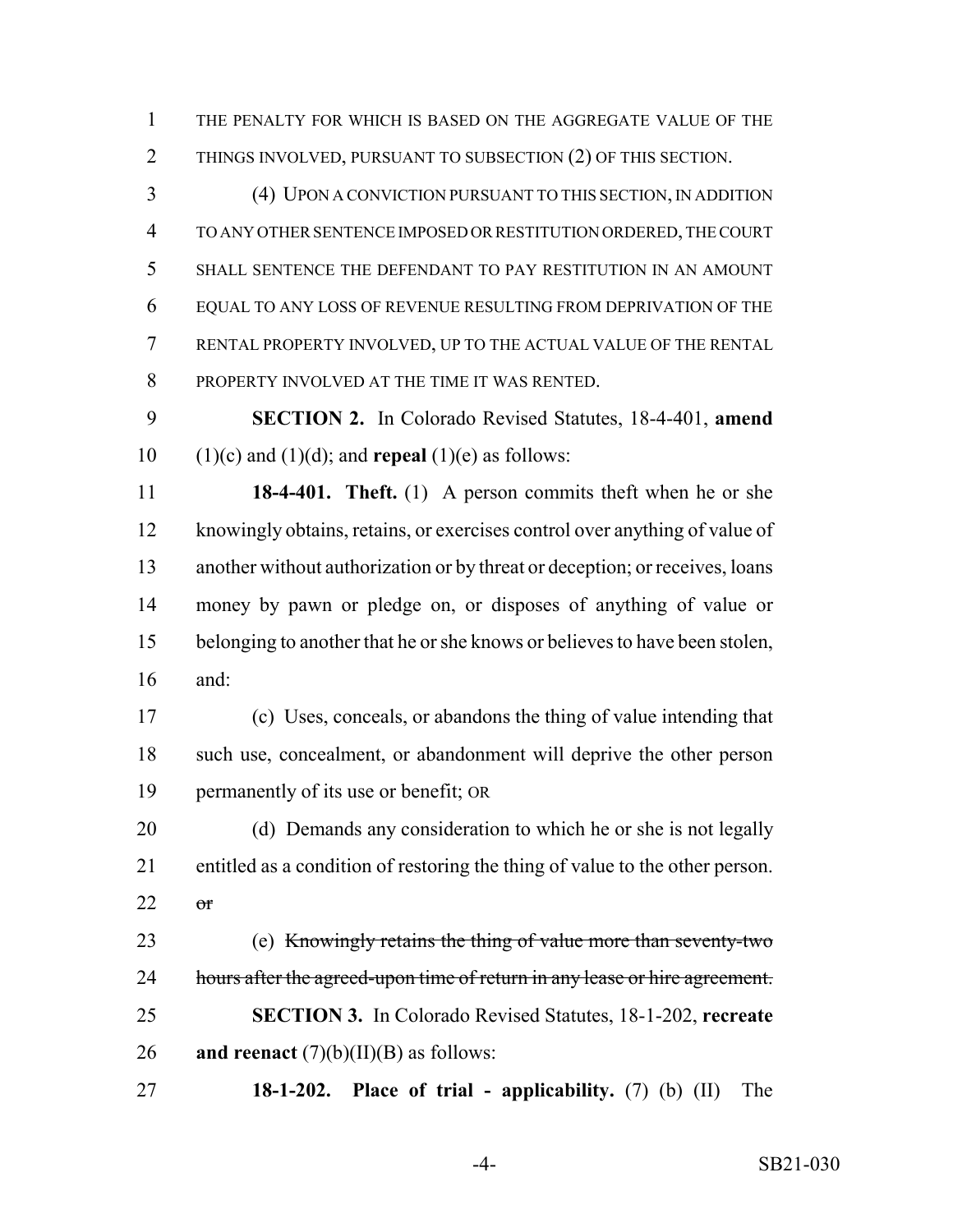THE PENALTY FOR WHICH IS BASED ON THE AGGREGATE VALUE OF THE THINGS INVOLVED, PURSUANT TO SUBSECTION (2) OF THIS SECTION.

(4) UPON A CONVICTION PURSUANT TO THIS SECTION, IN ADDITION TO ANY OTHER SENTENCE IMPOSED OR RESTITUTION ORDERED, THE COURT SHALL SENTENCE THE DEFENDANT TO PAY RESTITUTION IN AN AMOUNT EQUAL TO ANY LOSS OF REVENUE RESULTING FROM DEPRIVATION OF THE RENTAL PROPERTY INVOLVED, UP TO THE ACTUAL VALUE OF THE RENTAL PROPERTY INVOLVED AT THE TIME IT WAS RENTED.

**SECTION 2.** In Colorado Revised Statutes, 18-4-401, **amend** (1)(c) and (1)(d); and **repeal** (1)(e) as follows:

**18-4-401. Theft.** (1) A person commits theft when he or she knowingly obtains, retains, or exercises control over anything of value of another without authorization or by threat or deception; or receives, loans money by pawn or pledge on, or disposes of anything of value or belonging to another that he or she knows or believes to have been stolen, and:

(c) Uses, conceals, or abandons the thing of value intending that such use, concealment, or abandonment will deprive the other person permanently of its use or benefit; OR

(d) Demands any consideration to which he or she is not legally entitled as a condition of restoring the thing of value to the other person. ~~or~~

(e) ~~Knowingly retains the thing of value more than seventy-two hours after the agreed-upon time of return in any lease or hire agreement.~~

**SECTION 3.** In Colorado Revised Statutes, 18-1-202, **recreate and reenact** (7)(b)(II)(B) as follows:

**18-1-202. Place of trial - applicability.** (7) (b) (II) The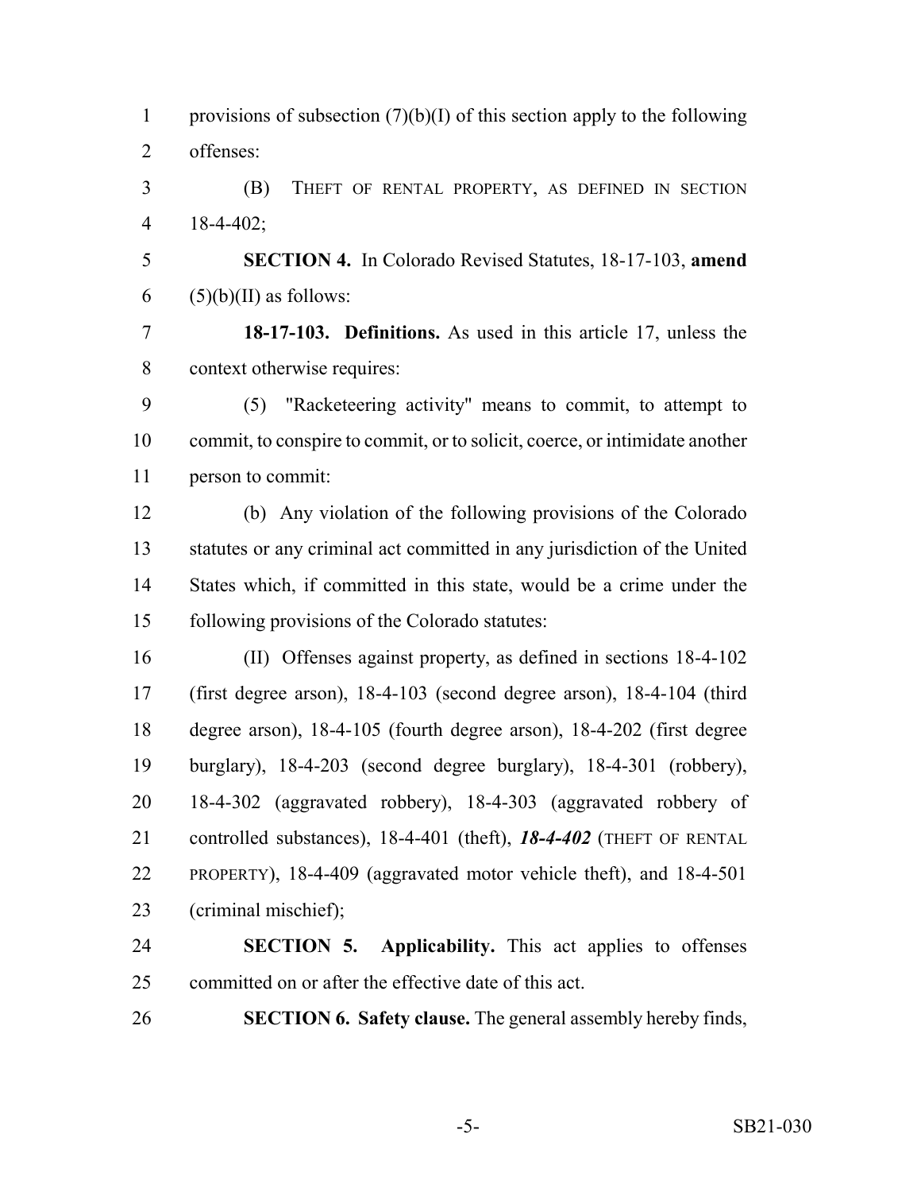provisions of subsection (7)(b)(I) of this section apply to the following offenses:

(B) THEFT OF RENTAL PROPERTY, AS DEFINED IN SECTION 18-4-402;

**SECTION 4.** In Colorado Revised Statutes, 18-17-103, **amend** (5)(b)(II) as follows:

**18-17-103. Definitions.** As used in this article 17, unless the context otherwise requires:

(5) "Racketeering activity" means to commit, to attempt to commit, to conspire to commit, or to solicit, coerce, or intimidate another person to commit:

(b) Any violation of the following provisions of the Colorado statutes or any criminal act committed in any jurisdiction of the United States which, if committed in this state, would be a crime under the following provisions of the Colorado statutes:

(II) Offenses against property, as defined in sections 18-4-102 (first degree arson), 18-4-103 (second degree arson), 18-4-104 (third degree arson), 18-4-105 (fourth degree arson), 18-4-202 (first degree burglary), 18-4-203 (second degree burglary), 18-4-301 (robbery), 18-4-302 (aggravated robbery), 18-4-303 (aggravated robbery of controlled substances), 18-4-401 (theft), ***18-4-402*** (THEFT OF RENTAL PROPERTY), 18-4-409 (aggravated motor vehicle theft), and 18-4-501 (criminal mischief);

**SECTION 5. Applicability.** This act applies to offenses committed on or after the effective date of this act.

**SECTION 6. Safety clause.** The general assembly hereby finds,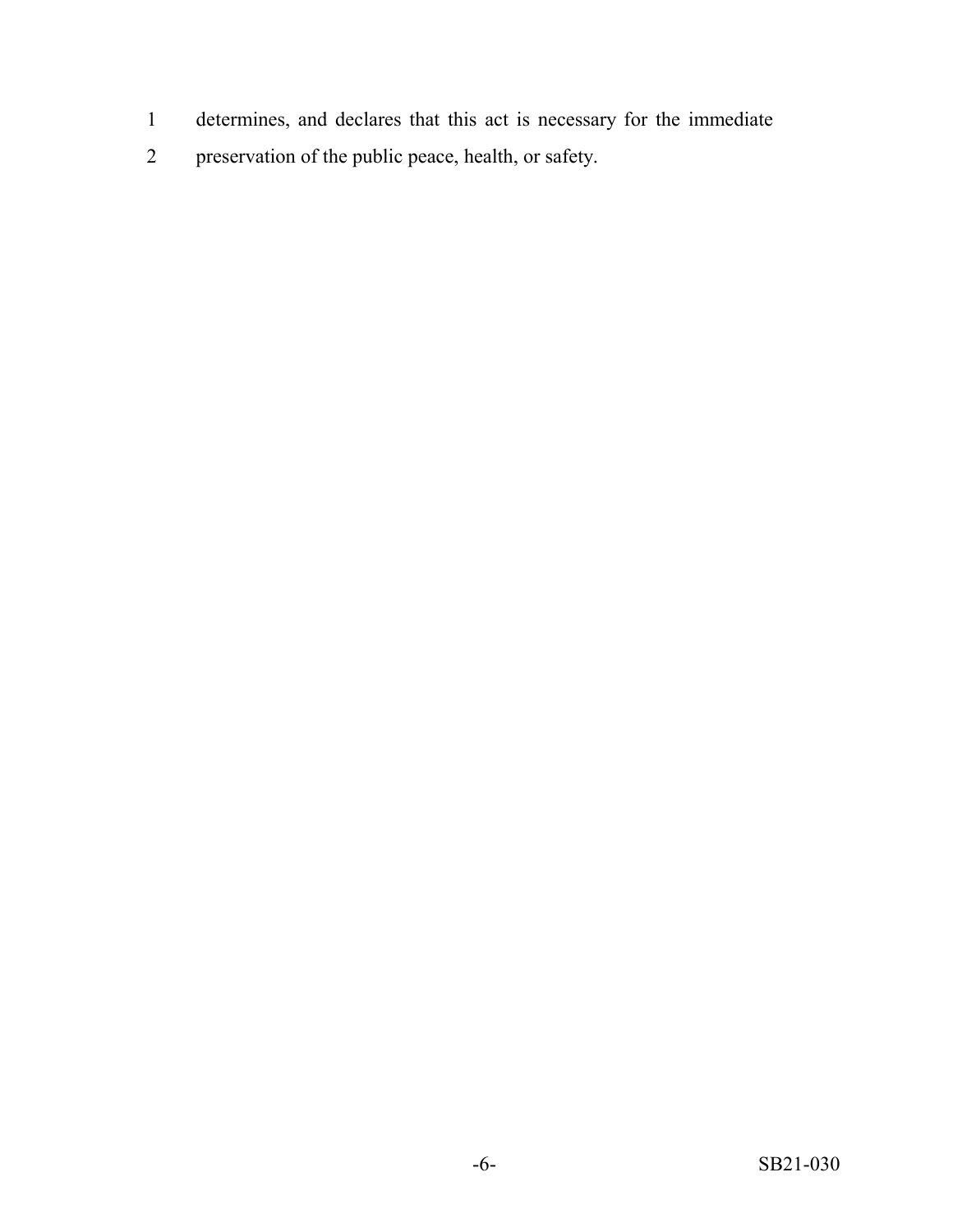determines, and declares that this act is necessary for the immediate preservation of the public peace, health, or safety.